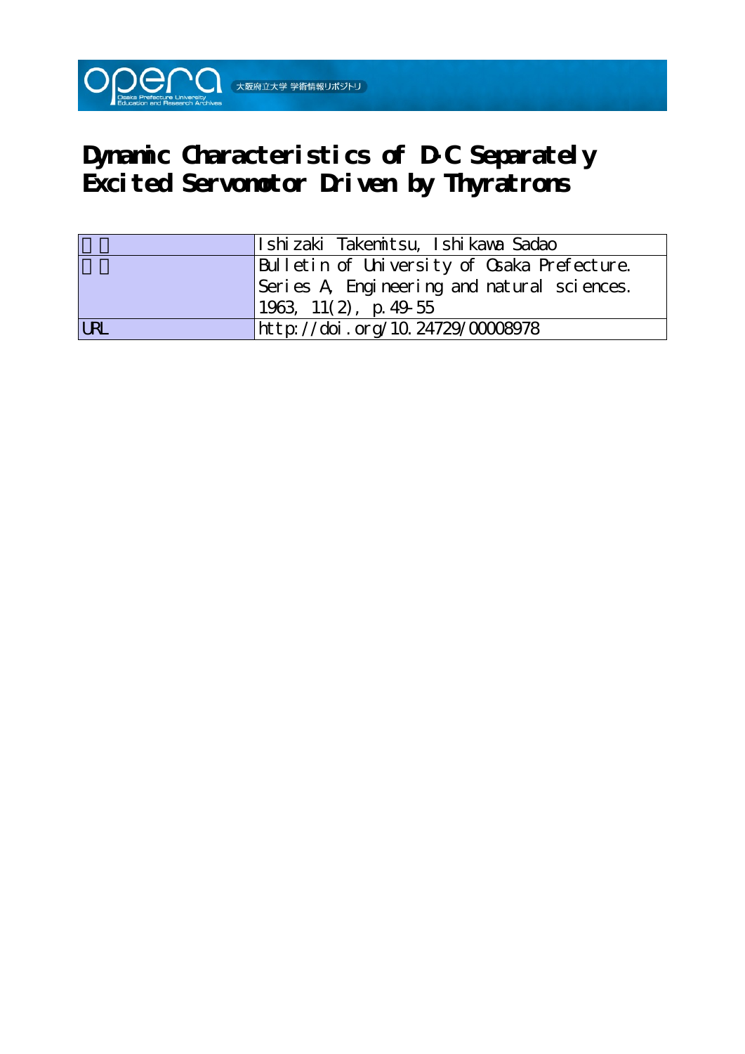# Dynamic Characteristics of D-C Separately Excited Servomotor Driven by Thyratrons

| | |
|---|---|
| 著者 | Ishizaki Takemitsu, Ishikawa Sadao |
| 雑誌名 | Bulletin of University of Osaka Prefecture. Series A, Engineering and natural sciences. 1963, 11(2), p.49-55 |
| URL | http://doi.org/10.24729/00008978 |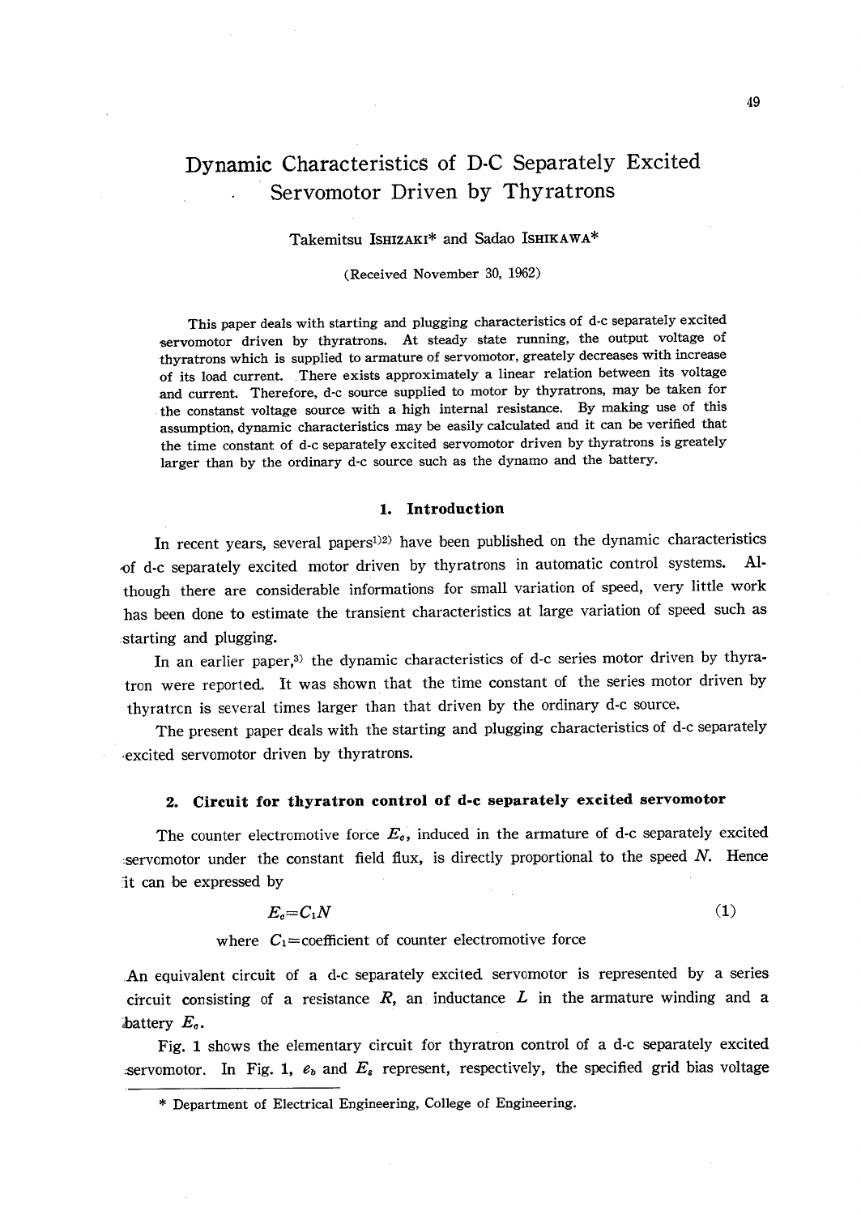# Dynamic Characteristics of D-C Separately Excited Servomotor Driven by Thyratrons

Takemitsu ISHIZAKI* and Sadao ISHIKAWA*

(Received November 30, 1962)

This paper deals with starting and plugging characteristics of d-c separately excited servomotor driven by thyratrons. At steady state running, the output voltage of thyratrons which is supplied to armature of servomotor, greately decreases with increase of its load current. There exists approximately a linear relation between its voltage and current. Therefore, d-c source supplied to motor by thyratrons, may be taken for the constanst voltage source with a high internal resistance. By making use of this assumption, dynamic characteristics may be easily calculated and it can be verified that the time constant of d-c separately excited servomotor driven by thyratrons is greately larger than by the ordinary d-c source such as the dynamo and the battery.

## 1. Introduction

In recent years, several papers[1)2)] have been published on the dynamic characteristics of d-c separately excited motor driven by thyratrons in automatic control systems. Although there are considerable informations for small variation of speed, very little work has been done to estimate the transient characteristics at large variation of speed such as starting and plugging.

In an earlier paper,[3)] the dynamic characteristics of d-c series motor driven by thyratron were reported. It was shown that the time constant of the series motor driven by thyratron is several times larger than that driven by the ordinary d-c source.

The present paper deals with the starting and plugging characteristics of d-c separately excited servomotor driven by thyratrons.

## 2. Circuit for thyratron control of d-c separately excited servomotor

The counter electromotive force $E_c$, induced in the armature of d-c separately excited servomotor under the constant field flux, is directly proportional to the speed $N$. Hence it can be expressed by

$$E_c = C_1 N \tag{1}$$

where $C_1$=coefficient of counter electromotive force

An equivalent circuit of a d-c separately excited servomotor is represented by a series circuit consisting of a resistance $R$, an inductance $L$ in the armature winding and a battery $E_c$.

Fig. 1 shows the elementary circuit for thyratron control of a d-c separately excited servomotor. In Fig. 1, $e_b$ and $E_s$ represent, respectively, the specified grid bias voltage

---

\* Department of Electrical Engineering, College of Engineering.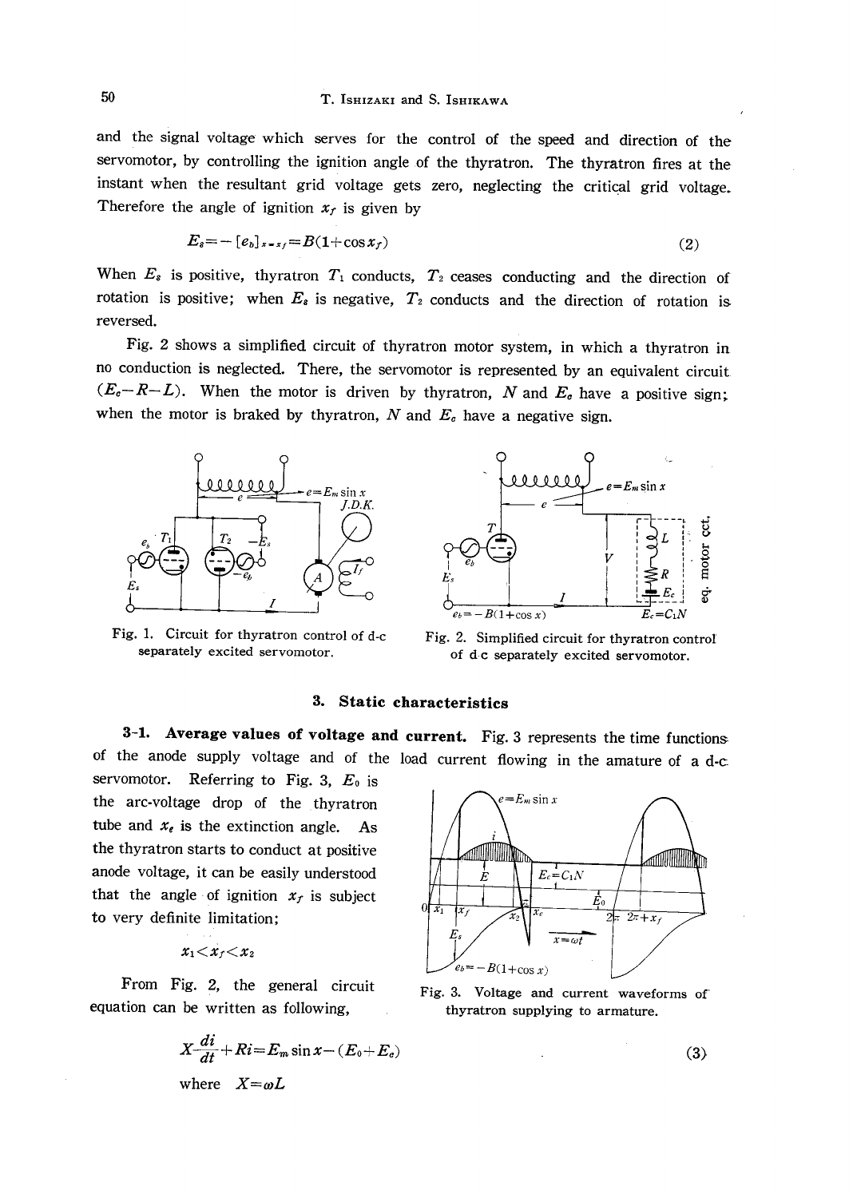and the signal voltage which serves for the control of the speed and direction of the servomotor, by controlling the ignition angle of the thyratron. The thyratron fires at the instant when the resultant grid voltage gets zero, neglecting the critical grid voltage. Therefore the angle of ignition $x_f$ is given by

$$E_s = -[e_b]_{x=x_f} = B(1+\cos x_f) \tag{2}$$

When $E_s$ is positive, thyratron $T_1$ conducts, $T_2$ ceases conducting and the direction of rotation is positive; when $E_s$ is negative, $T_2$ conducts and the direction of rotation is reversed.

Fig. 2 shows a simplified circuit of thyratron motor system, in which a thyratron in no conduction is neglected. There, the servomotor is represented by an equivalent circuit ($E_c - R - L$). When the motor is driven by thyratron, $N$ and $E_c$ have a positive sign; when the motor is braked by thyratron, $N$ and $E_c$ have a negative sign.

Fig. 1. Circuit for thyratron control of d-c separately excited servomotor.

Fig. 2. Simplified circuit for thyratron control of d-c separately excited servomotor.

## 3. Static characteristics

**3-1. Average values of voltage and current.** Fig. 3 represents the time functions of the anode supply voltage and of the load current flowing in the amature of a d-c servomotor. Referring to Fig. 3, $E_0$ is the arc-voltage drop of the thyratron tube and $x_e$ is the extinction angle. As the thyratron starts to conduct at positive anode voltage, it can be easily understood that the angle of ignition $x_f$ is subject to very definite limitation;

$$x_1 < x_f < x_2$$

From Fig. 2, the general circuit equation can be written as following,

Fig. 3. Voltage and current waveforms of thyratron supplying to armature.

$$X\frac{di}{dt} + Ri = E_m \sin x - (E_0 + E_c) \tag{3}$$

where $X = \omega L$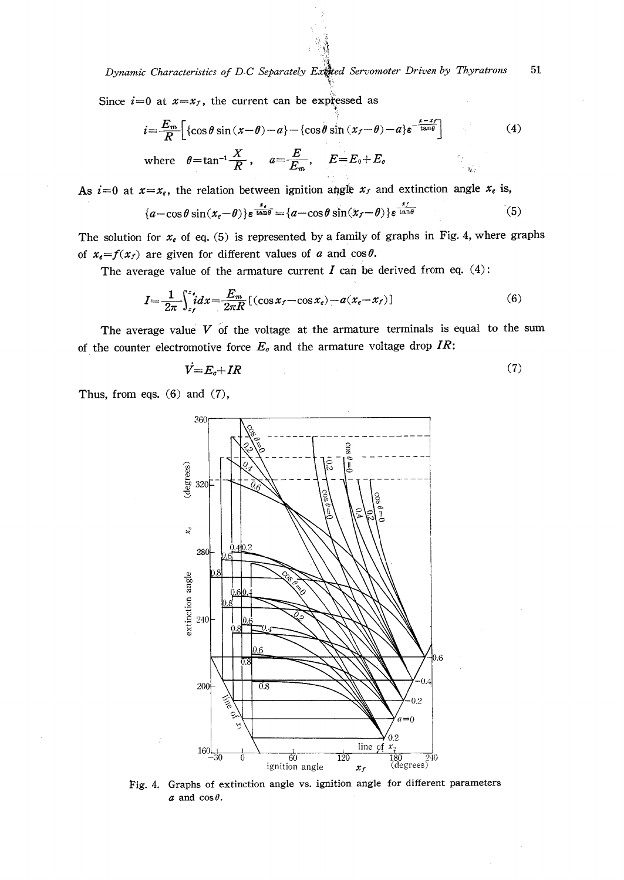Since $i=0$ at $x=x_f$, the current can be expressed as

$$i=\frac{E_m}{R}\left[\{\cos\theta\sin(x-\theta)-a\}-\{\cos\theta\sin(x_f-\theta)-a\}\varepsilon^{-\frac{x-x_f}{\tan\theta}}\right] \tag{4}$$

where $\theta=\tan^{-1}\frac{X}{R}$, $a=\frac{E}{E_m}$, $E=E_0+E_c$

As $i=0$ at $x=x_e$, the relation between ignition angle $x_f$ and extinction angle $x_e$ is,

$$\{a-\cos\theta\sin(x_e-\theta)\}\varepsilon^{\frac{x_e}{\tan\theta}}=\{a-\cos\theta\sin(x_f-\theta)\}\varepsilon^{\frac{x_f}{\tan\theta}} \tag{5}$$

The solution for $x_e$ of eq. (5) is represented by a family of graphs in Fig. 4, where graphs of $x_e=f(x_f)$ are given for different values of $a$ and $\cos\theta$.

The average value of the armature current $I$ can be derived from eq. (4):

$$I=\frac{1}{2\pi}\int_{x_f}^{x_e} i dx=\frac{E_m}{2\pi R}[(\cos x_f-\cos x_e)-a(x_e-x_f)] \tag{6}$$

The average value $V$ of the voltage at the armature terminals is equal to the sum of the counter electromotive force $E_c$ and the armature voltage drop $IR$:

$$V=E_c+IR \tag{7}$$

Thus, from eqs. (6) and (7),

Fig. 4. Graphs of extinction angle vs. ignition angle for different parameters $a$ and $\cos\theta$.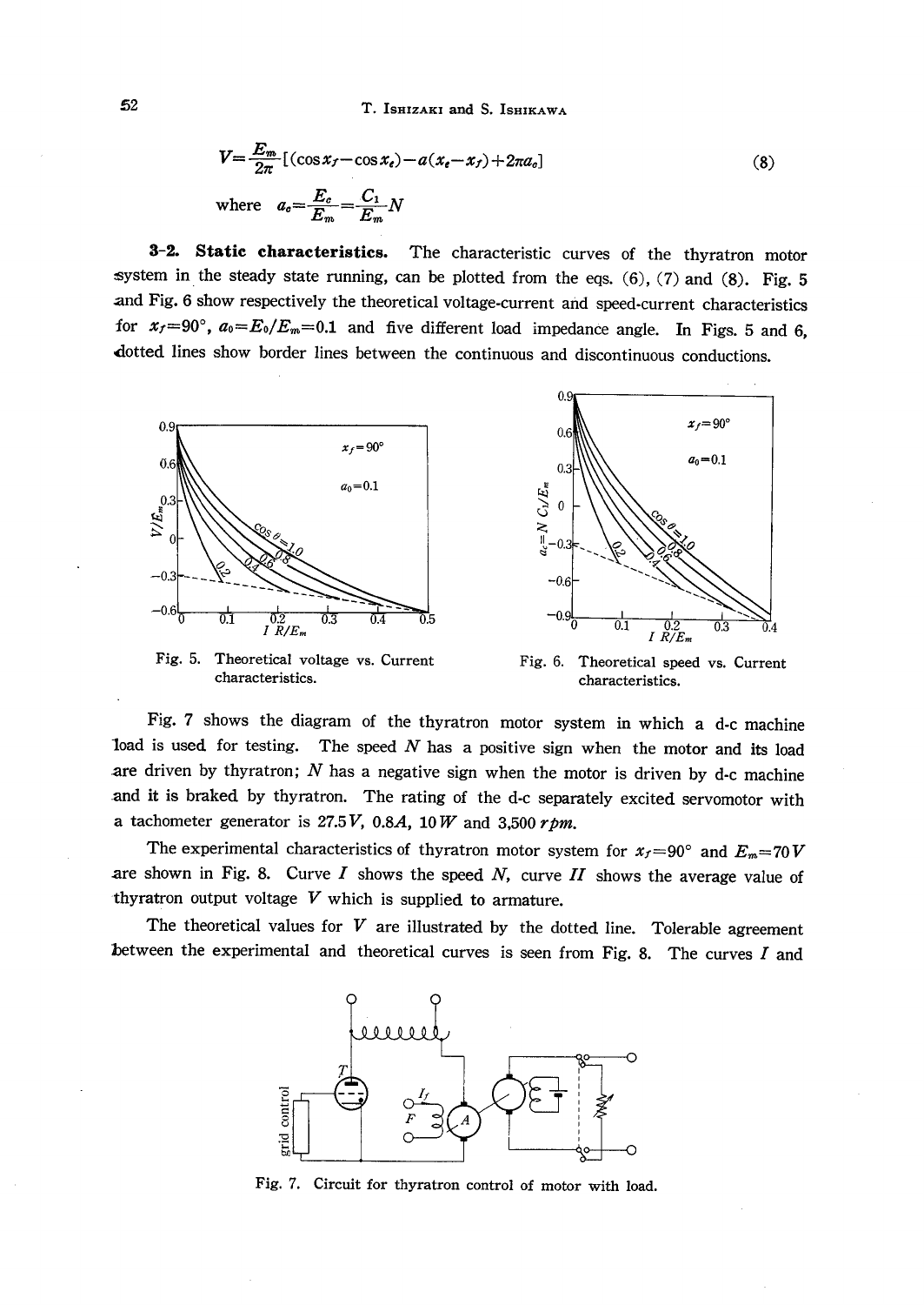$$V=\frac{E_m}{2\pi}[(\cos x_f-\cos x_e)-a(x_e-x_f)+2\pi a_o] \tag{8}$$

where $a_o=\frac{E_c}{E_m}=\frac{C_1}{E_m}N$

**3-2. Static characteristics.** The characteristic curves of the thyratron motor system in the steady state running, can be plotted from the eqs. (6), (7) and (8). Fig. 5 and Fig. 6 show respectively the theoretical voltage-current and speed-current characteristics for $x_f=90°$, $a_0=E_0/E_m=0.1$ and five different load impedance angle. In Figs. 5 and 6, dotted lines show border lines between the continuous and discontinuous conductions.

Fig. 5. Theoretical voltage vs. Current characteristics.

Fig. 6. Theoretical speed vs. Current characteristics.

Fig. 7 shows the diagram of the thyratron motor system in which a d-c machine load is used for testing. The speed $N$ has a positive sign when the motor and its load are driven by thyratron; $N$ has a negative sign when the motor is driven by d-c machine and it is braked by thyratron. The rating of the d-c separately excited servomotor with a tachometer generator is 27.5 *V*, 0.8 *A*, 10 *W* and 3,500 *rpm*.

The experimental characteristics of thyratron motor system for $x_f=90°$ and $E_m=70\,V$ are shown in Fig. 8. Curve *I* shows the speed $N$, curve *II* shows the average value of thyratron output voltage $V$ which is supplied to armature.

The theoretical values for $V$ are illustrated by the dotted line. Tolerable agreement between the experimental and theoretical curves is seen from Fig. 8. The curves *I* and

Fig. 7. Circuit for thyratron control of motor with load.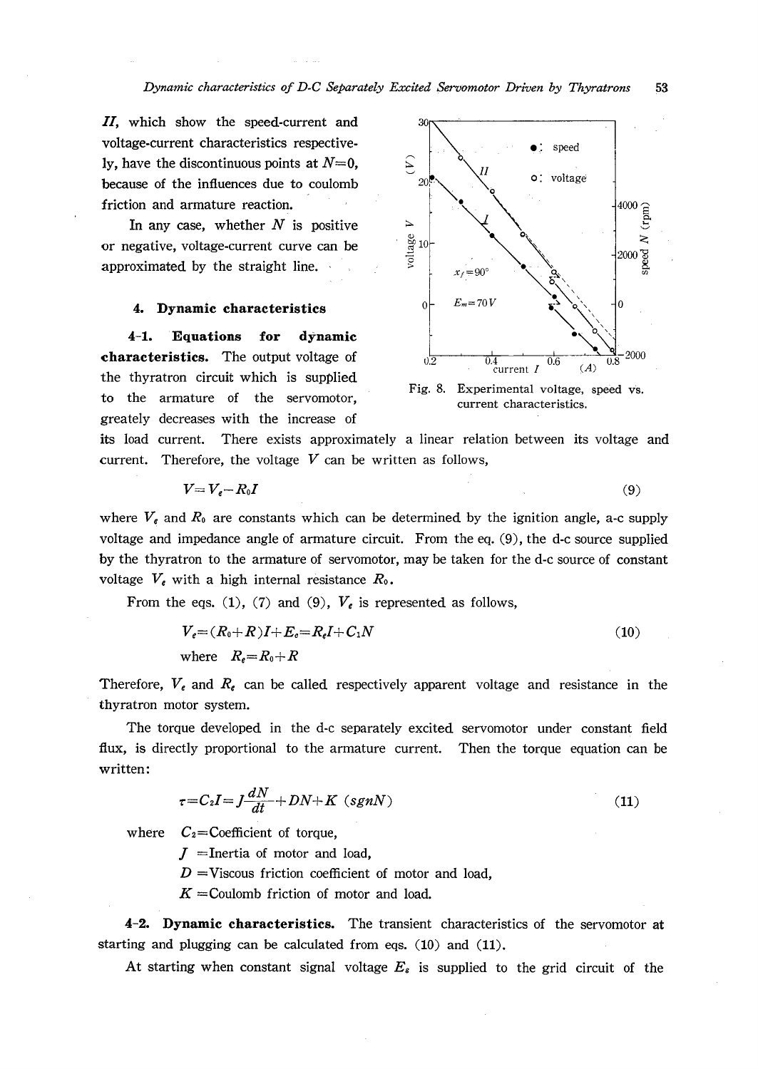*II*, which show the speed-current and voltage-current characteristics respectively, have the discontinuous points at $N=0$, because of the influences due to coulomb friction and armature reaction.

In any case, whether $N$ is positive or negative, voltage-current curve can be approximated by the straight line.

Fig. 8. Experimental voltage, speed vs. current characteristics.

### 4. Dynamic characteristics

**4-1. Equations for dynamic characteristics.** The output voltage of the thyratron circuit which is supplied to the armature of the servomotor, greatly decreases with the increase of its load current. There exists approximately a linear relation between its voltage and current. Therefore, the voltage $V$ can be written as follows,

$$V = V_e - R_0 I \tag{9}$$

where $V_e$ and $R_0$ are constants which can be determined by the ignition angle, a-c supply voltage and impedance angle of armature circuit. From the eq. (9), the d-c source supplied by the thyratron to the armature of servomotor, may be taken for the d-c source of constant voltage $V_e$ with a high internal resistance $R_0$.

From the eqs. (1), (7) and (9), $V_e$ is represented as follows,

$$V_e = (R_0 + R)I + E_c = R_e I + C_1 N \tag{10}$$

where $R_e = R_0 + R$

Therefore, $V_e$ and $R_e$ can be called respectively apparent voltage and resistance in the thyratron motor system.

The torque developed in the d-c separately excited servomotor under constant field flux, is directly proportional to the armature current. Then the torque equation can be written:

$$\tau = C_2 I = J\frac{dN}{dt} + DN + K\ (sgnN) \tag{11}$$

where $C_2$ = Coefficient of torque,

$J$ = Inertia of motor and load,

$D$ = Viscous friction coefficient of motor and load,

$K$ = Coulomb friction of motor and load.

**4-2. Dynamic characteristics.** The transient characteristics of the servomotor at starting and plugging can be calculated from eqs. (10) and (11).

At starting when constant signal voltage $E_s$ is supplied to the grid circuit of the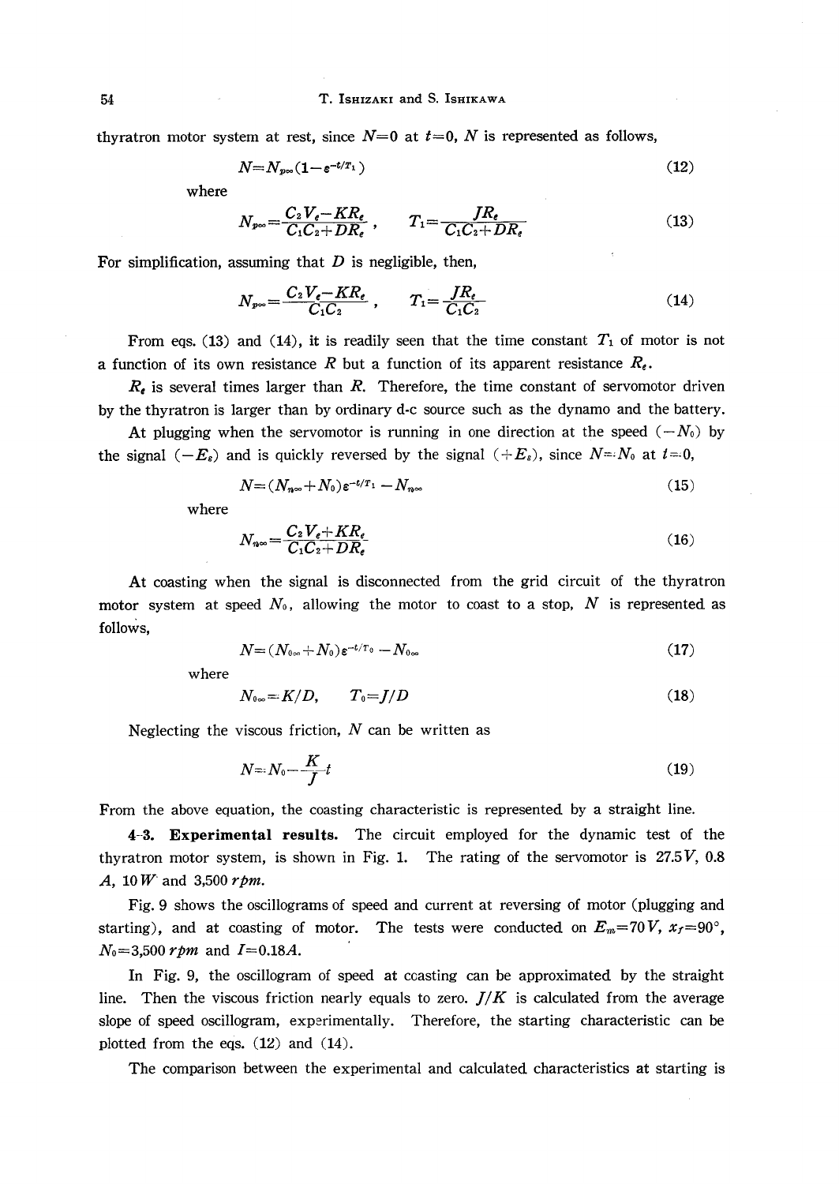thyratron motor system at rest, since $N=0$ at $t=0$, $N$ is represented as follows,

$$N=N_{p\infty}(1-\varepsilon^{-t/T_1}) \tag{12}$$

where

$$N_{p\infty}=\frac{C_2V_e-KR_e}{C_1C_2+DR_e}, \quad T_1=\frac{JR_e}{C_1C_2+DR_e} \tag{13}$$

For simplification, assuming that $D$ is negligible, then,

$$N_{p\infty}=\frac{C_2V_e-KR_e}{C_1C_2}, \quad T_1=\frac{JR_e}{C_1C_2} \tag{14}$$

From eqs. (13) and (14), it is readily seen that the time constant $T_1$ of motor is not a function of its own resistance $R$ but a function of its apparent resistance $R_e$.

$R_e$ is several times larger than $R$. Therefore, the time constant of servomotor driven by the thyratron is larger than by ordinary d-c source such as the dynamo and the battery.

At plugging when the servomotor is running in one direction at the speed $(-N_0)$ by the signal $(-E_s)$ and is quickly reversed by the signal $(+E_s)$, since $N=N_0$ at $t=0$,

$$N=(N_{n\infty}+N_0)\varepsilon^{-t/T_1}-N_{n\infty} \tag{15}$$

where

$$N_{n\infty}=\frac{C_2V_e+KR_e}{C_1C_2+DR_e} \tag{16}$$

At coasting when the signal is disconnected from the grid circuit of the thyratron motor system at speed $N_0$, allowing the motor to coast to a stop, $N$ is represented as follows,

$$N=(N_{0\infty}+N_0)\varepsilon^{-t/T_0}-N_{0\infty} \tag{17}$$

where

$$N_{0\infty}=K/D, \quad T_0=J/D \tag{18}$$

Neglecting the viscous friction, $N$ can be written as

$$N=N_0-\frac{K}{J}t \tag{19}$$

From the above equation, the coasting characteristic is represented by a straight line.

**4-3. Experimental results.** The circuit employed for the dynamic test of the thyratron motor system, is shown in Fig. 1. The rating of the servomotor is 27.5 $V$, 0.8 $A$, 10 $W$ and 3,500 $rpm$.

Fig. 9 shows the oscillograms of speed and current at reversing of motor (plugging and starting), and at coasting of motor. The tests were conducted on $E_m=70\,V$, $x_f=90°$, $N_0=3{,}500$ $rpm$ and $I=0.18A$.

In Fig. 9, the oscillogram of speed at coasting can be approximated by the straight line. Then the viscous friction nearly equals to zero. $J/K$ is calculated from the average slope of speed oscillogram, experimentally. Therefore, the starting characteristic can be plotted from the eqs. (12) and (14).

The comparison between the experimental and calculated characteristics at starting is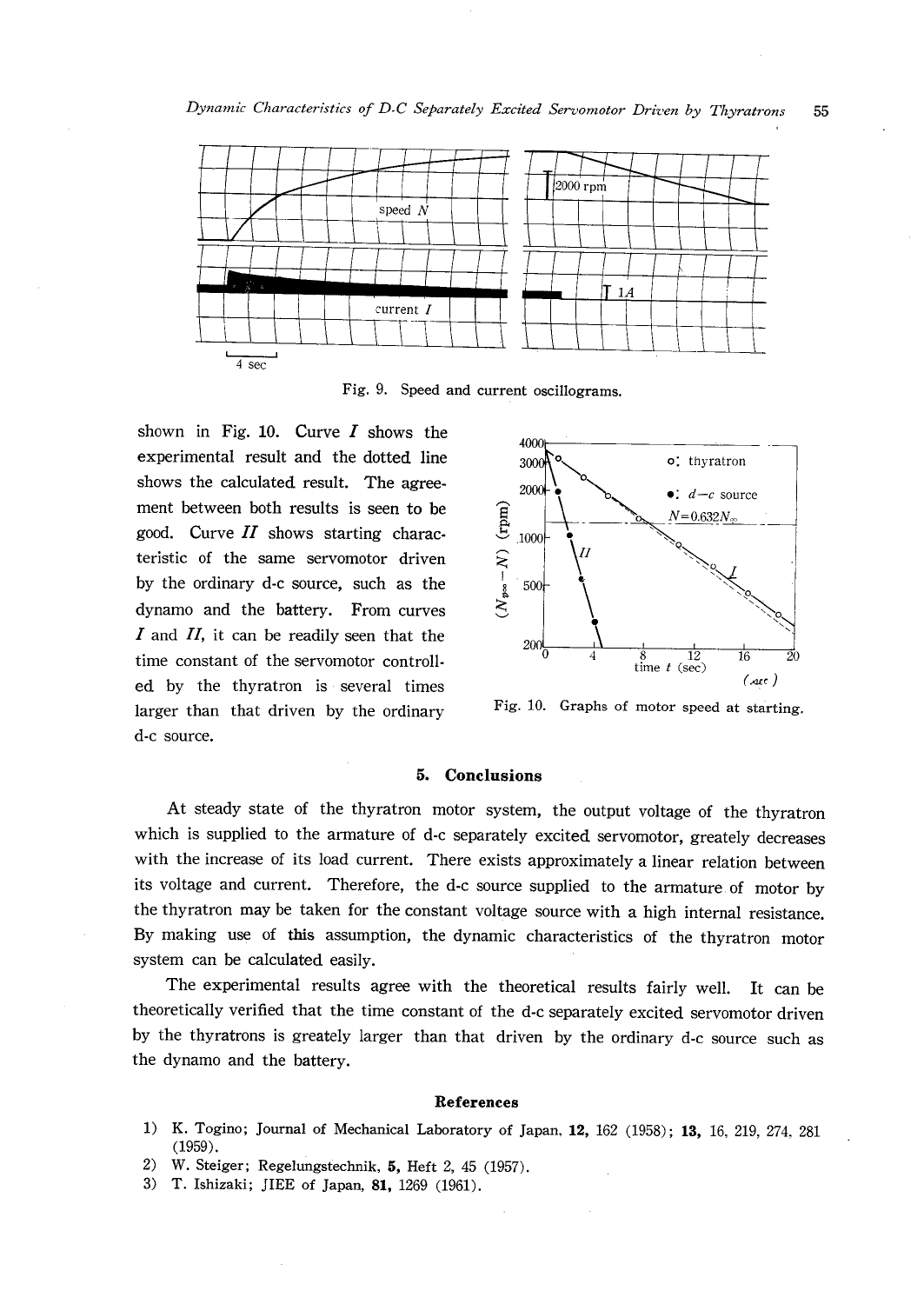speed $N$

current $I$

2000 rpm

1A

4 sec

Fig. 9. Speed and current oscillograms.

shown in Fig. 10. Curve $I$ shows the experimental result and the dotted line shows the calculated result. The agreement between both results is seen to be good. Curve $II$ shows starting characteristic of the same servomotor driven by the ordinary d-c source, such as the dynamo and the battery. From curves $I$ and $II$, it can be readily seen that the time constant of the servomotor controlled by the thyratron is several times larger than that driven by the ordinary d-c source.

4000
3000
2000
1000
500
200

$(N_{\infty}-N)$ (rpm)

o: thyratron

•: $d$-$c$ source

$N=0.632N_{\infty}$

$II$

$I$

0 4 8 12 16 20

time $t$ (sec)

(sec)

Fig. 10. Graphs of motor speed at starting.

## 5. Conclusions

At steady state of the thyratron motor system, the output voltage of the thyratron which is supplied to the armature of d-c separately excited servomotor, greately decreases with the increase of its load current. There exists approximately a linear relation between its voltage and current. Therefore, the d-c source supplied to the armature of motor by the thyratron may be taken for the constant voltage source with a high internal resistance. By making use of this assumption, the dynamic characteristics of the thyratron motor system can be calculated easily.

The experimental results agree with the theoretical results fairly well. It can be theoretically verified that the time constant of the d-c separately excited servomotor driven by the thyratrons is greately larger than that driven by the ordinary d-c source such as the dynamo and the battery.

## References

1) K. Togino; Journal of Mechanical Laboratory of Japan, **12**, 162 (1958); **13**, 16, 219, 274, 281 (1959).
2) W. Steiger; Regelungstechnik, **5**, Heft 2, 45 (1957).
3) T. Ishizaki; JIEE of Japan, **81**, 1269 (1961).